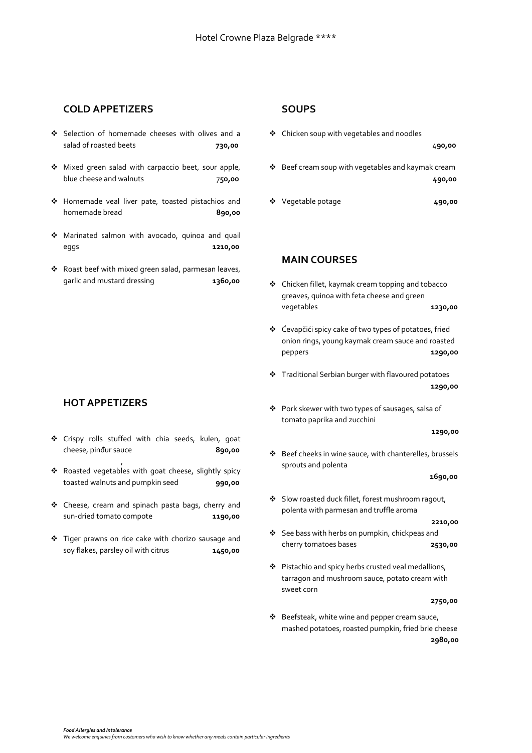Hotel Crowne Plaza Belgrade ****

## COLD APPETIZERS

- Selection of homemade cheeses with olives and a salad of roasted beets **730,00**
- Mixed green salad with carpaccio beet, sour apple, blue cheese and walnuts **750,00**
- Homemade veal liver pate, toasted pistachios and homemade bread **890,00**
- Marinated salmon with avocado, quinoa and quail eggs **1210,00**
- Roast beef with mixed green salad, parmesan leaves, garlic and mustard dressing **1360,00**

## HOT APPETIZERS

- Crispy rolls stuffed with chia seeds, kulen, goat cheese, pinđur sauce **890,00**
- Roasted vegetables with goat cheese, slightly spicy toasted walnuts and pumpkin seed **990,00**
- Cheese, cream and spinach pasta bags, cherry and sun-dried tomato compote **1190,00**
- Tiger prawns on rice cake with chorizo sausage and soy flakes, parsley oil with citrus **1450,00**

## SOUPS

- Chicken soup with vegetables and noodles **490,00**
- Beef cream soup with vegetables and kaymak cream **490,00**
- Vegetable potage **490,00**

## MAIN COURSES

- Chicken fillet, kaymak cream topping and tobacco greaves, quinoa with feta cheese and green vegetables **1230,00**
- Ćevapčići spicy cake of two types of potatoes, fried onion rings, young kaymak cream sauce and roasted peppers **1290,00**
- Traditional Serbian burger with flavoured potatoes **1290,00**
- Pork skewer with two types of sausages, salsa of tomato paprika and zucchini **1290,00**
- Beef cheeks in wine sauce, with chanterelles, brussels sprouts and polenta **1690,00**
- Slow roasted duck fillet, forest mushroom ragout, polenta with parmesan and truffle aroma **2210,00**
- See bass with herbs on pumpkin, chickpeas and cherry tomatoes bases **2530,00**
- Pistachio and spicy herbs crusted veal medallions, tarragon and mushroom sauce, potato cream with sweet corn **2750,00**
- Beefsteak, white wine and pepper cream sauce, mashed potatoes, roasted pumpkin, fried brie cheese **2980,00**

***Food Allergies and Intolerance***
*We welcome enquiries from customers who wish to know whether any meals contain particular ingredients*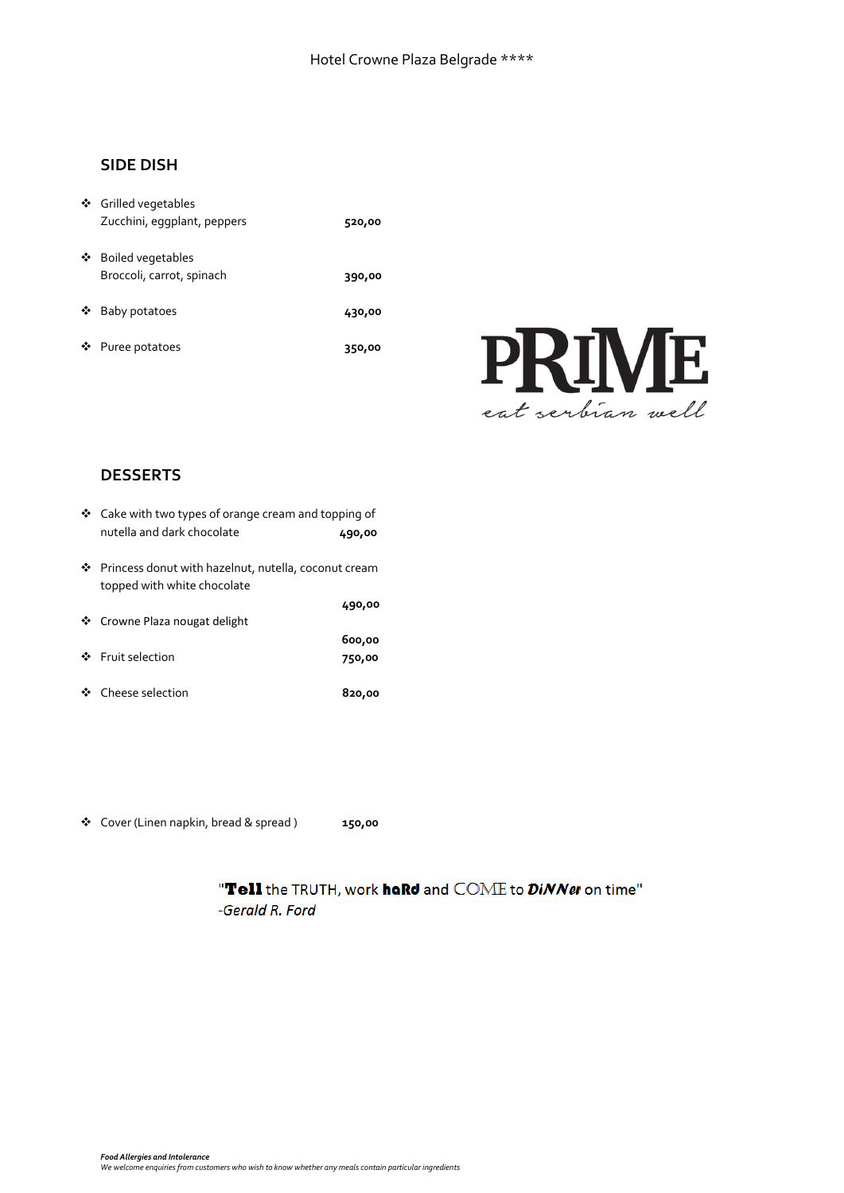Hotel Crowne Plaza Belgrade ****

## SIDE DISH

- Grilled vegetables
  Zucchini, eggplant, peppers **520,00**
- Boiled vegetables
  Broccoli, carrot, spinach **390,00**
- Baby potatoes **430,00**
- Puree potatoes **350,00**

PRIME
eat serbian well

## DESSERTS

- Cake with two types of orange cream and topping of nutella and dark chocolate **490,00**
- Princess donut with hazelnut, nutella, coconut cream topped with white chocolate **490,00**
- Crowne Plaza nougat delight **600,00**
- Fruit selection **750,00**
- Cheese selection **820,00**

- Cover (Linen napkin, bread & spread ) **150,00**

"**Tell** the TRUTH, work **haRd** and COME to ***DiNNer*** on time"
*-Gerald R. Ford*

***Food Allergies and Intolerance***
*We welcome enquiries from customers who wish to know whether any meals contain particular ingredients*